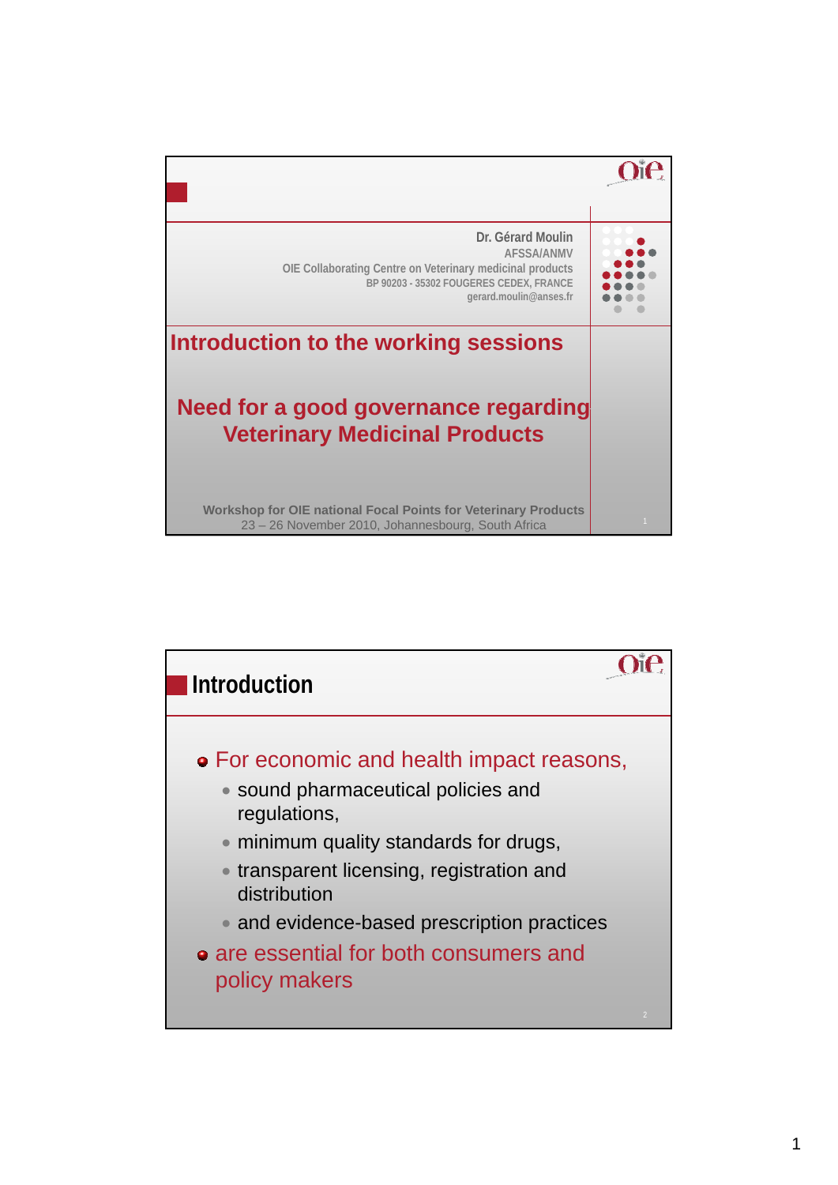Dr. Gérard Moulin
AFSSA/ANMV
OIE Collaborating Centre on Veterinary medicinal products
BP 90203 - 35302 FOUGERES CEDEX, FRANCE
gerard.moulin@anses.fr

# Introduction to the working sessions

## Need for a good governance regarding Veterinary Medicinal Products

Workshop for OIE national Focal Points for Veterinary Products
23 – 26 November 2010, Johannesbourg, South Africa

---

## Introduction

- For economic and health impact reasons,
  - sound pharmaceutical policies and regulations,
  - minimum quality standards for drugs,
  - transparent licensing, registration and distribution
  - and evidence-based prescription practices
- are essential for both consumers and policy makers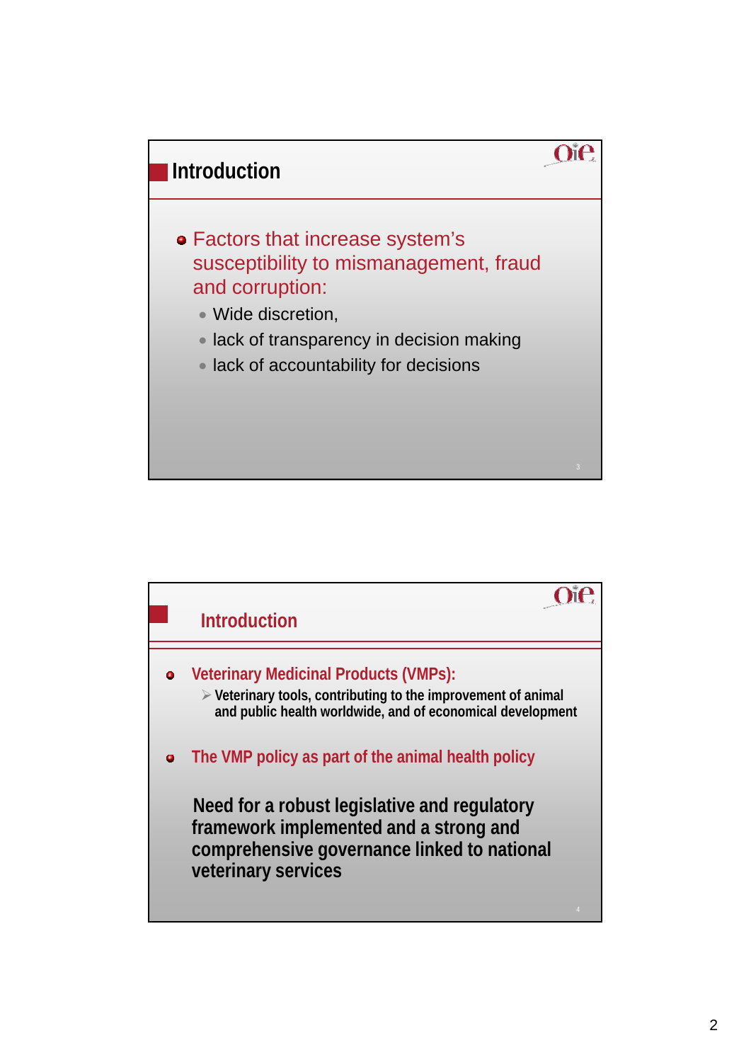## Introduction

- Factors that increase system's susceptibility to mismanagement, fraud and corruption:
  - Wide discretion,
  - lack of transparency in decision making
  - lack of accountability for decisions

## Introduction

- **Veterinary Medicinal Products (VMPs):**
  - **Veterinary tools, contributing to the improvement of animal and public health worldwide, and of economical development**
- **The VMP policy as part of the animal health policy**

**Need for a robust legislative and regulatory framework implemented and a strong and comprehensive governance linked to national veterinary services**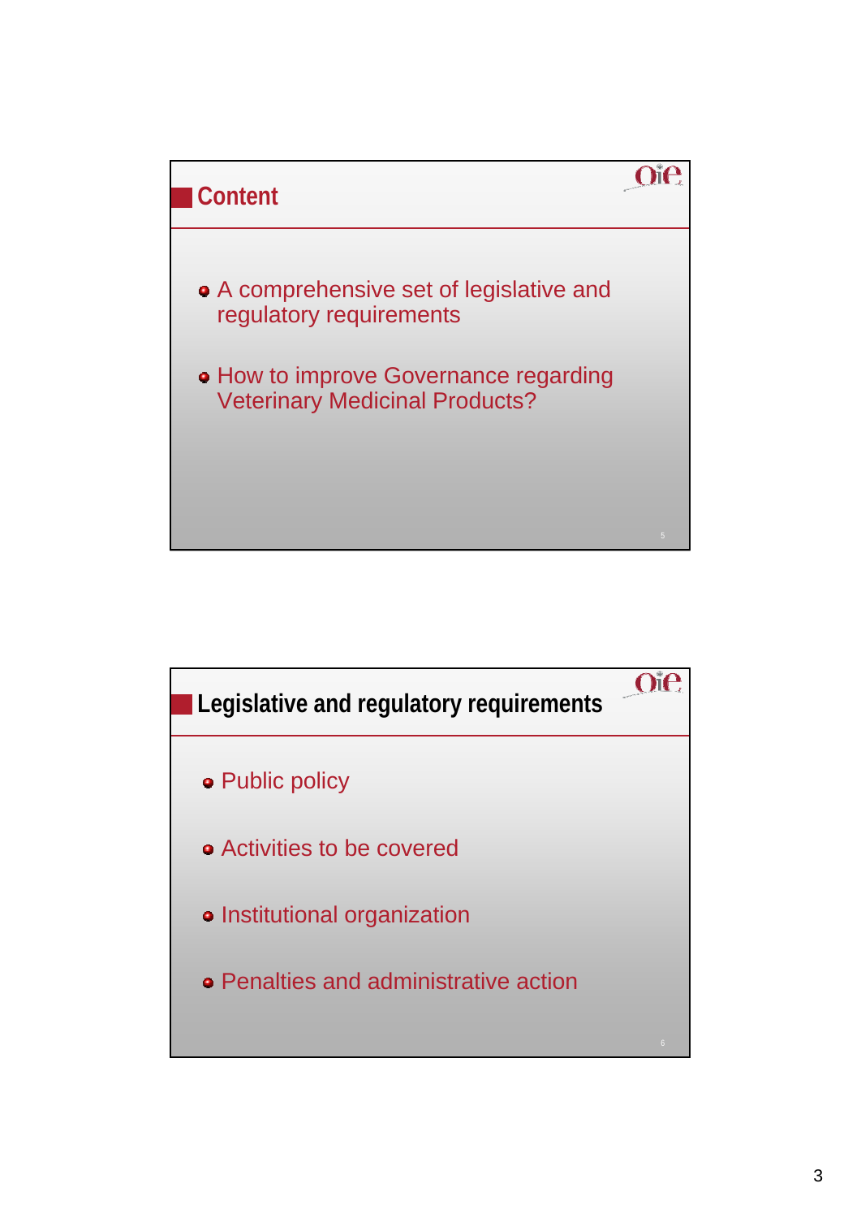## Content

- A comprehensive set of legislative and regulatory requirements
- How to improve Governance regarding Veterinary Medicinal Products?

## Legislative and regulatory requirements

- Public policy
- Activities to be covered
- Institutional organization
- Penalties and administrative action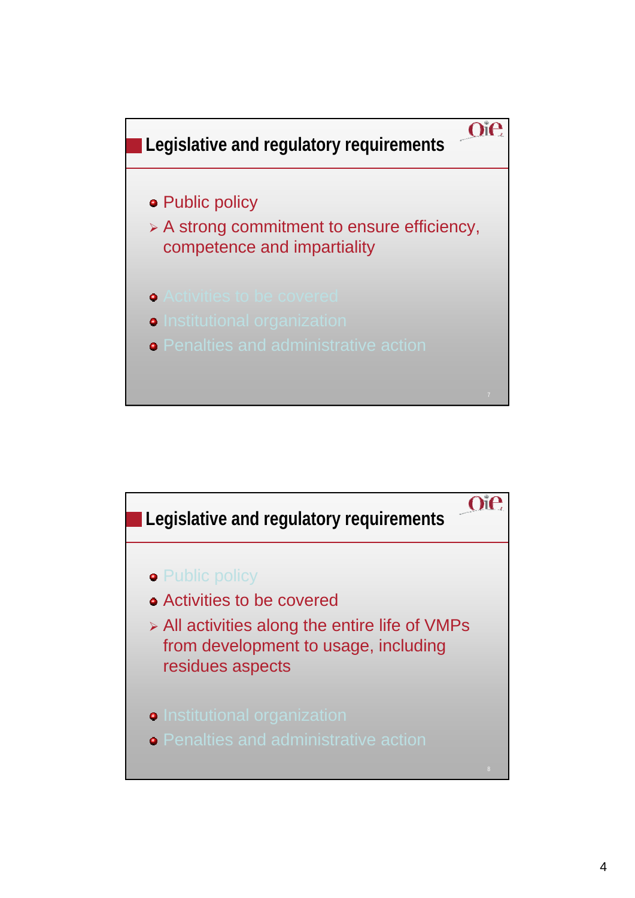## Legislative and regulatory requirements

- Public policy
  - A strong commitment to ensure efficiency, competence and impartiality
- Activities to be covered
- Institutional organization
- Penalties and administrative action

## Legislative and regulatory requirements

- Public policy
- Activities to be covered
  - All activities along the entire life of VMPs from development to usage, including residues aspects
- Institutional organization
- Penalties and administrative action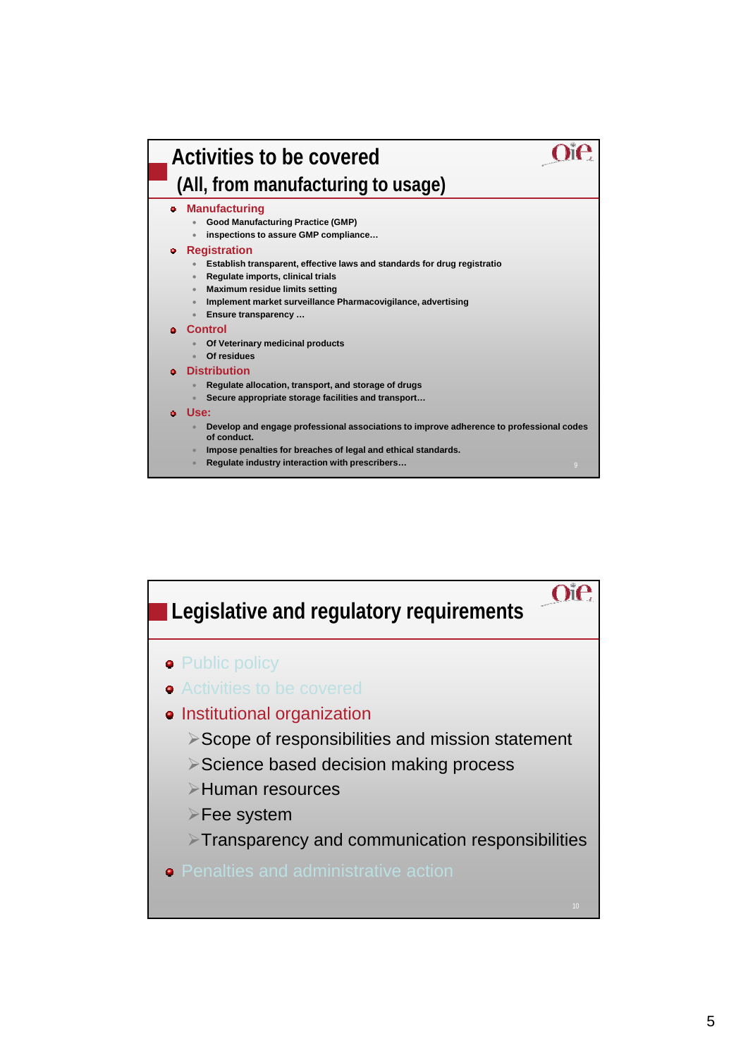## Activities to be covered

## (All, from manufacturing to usage)

- **Manufacturing**
  - Good Manufacturing Practice (GMP)
  - inspections to assure GMP compliance…
- **Registration**
  - Establish transparent, effective laws and standards for drug registratio
  - Regulate imports, clinical trials
  - Maximum residue limits setting
  - Implement market surveillance Pharmacovigilance, advertising
  - Ensure transparency …
- **Control**
  - Of Veterinary medicinal products
  - Of residues
- **Distribution**
  - Regulate allocation, transport, and storage of drugs
  - Secure appropriate storage facilities and transport…
- **Use:**
  - Develop and engage professional associations to improve adherence to professional codes of conduct.
  - Impose penalties for breaches of legal and ethical standards.
  - Regulate industry interaction with prescribers…

## Legislative and regulatory requirements

- Public policy
- Activities to be covered
- Institutional organization
  - Scope of responsibilities and mission statement
  - Science based decision making process
  - Human resources
  - Fee system
  - Transparency and communication responsibilities
- Penalties and administrative action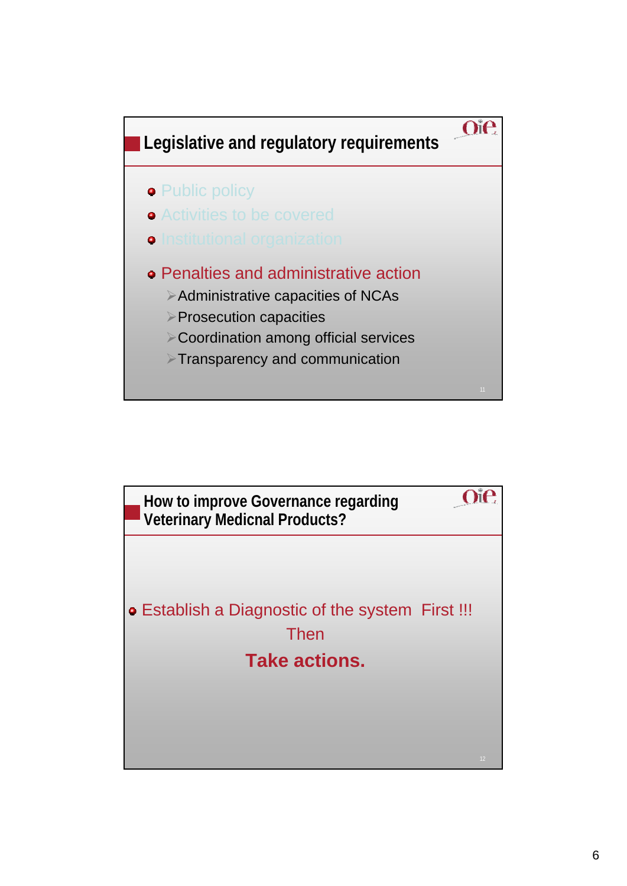## Legislative and regulatory requirements

- Public policy
- Activities to be covered
- Institutional organization

- Penalties and administrative action
  - Administrative capacities of NCAs
  - Prosecution capacities
  - Coordination among official services
  - Transparency and communication

## How to improve Governance regarding Veterinary Medicnal Products?

- Establish a Diagnostic of the system First !!!

Then

**Take actions.**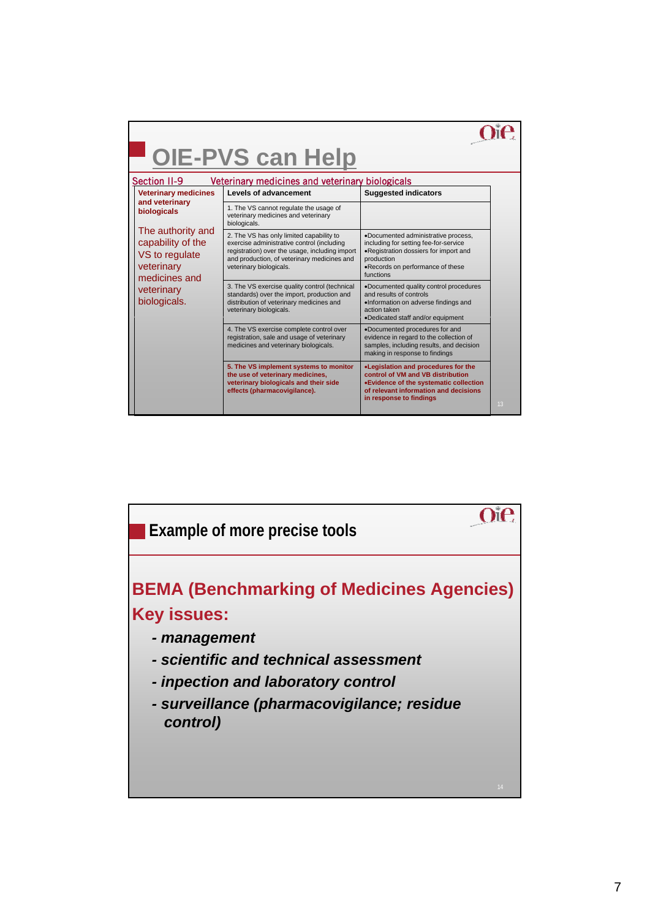# OIE-PVS can Help

Section II-9 Veterinary medicines and veterinary biologicals

| **Veterinary medicines and veterinary biologicals** | **Levels of advancement** | **Suggested indicators** |
|---|---|---|
| The authority and capability of the VS to regulate veterinary medicines and veterinary biologicals. | 1. The VS cannot regulate the usage of veterinary medicines and veterinary biologicals. | |
| | 2. The VS has only limited capability to exercise administrative control (including registration) over the usage, including import and production, of veterinary medicines and veterinary biologicals. | •Documented administrative process, including for setting fee-for-service •Registration dossiers for import and production •Records on performance of these functions |
| | 3. The VS exercise quality control (technical standards) over the import, production and distribution of veterinary medicines and veterinary biologicals. | •Documented quality control procedures and results of controls •Information on adverse findings and action taken •Dedicated staff and/or equipment |
| | 4. The VS exercise complete control over registration, sale and usage of veterinary medicines and veterinary biologicals. | •Documented procedures for and evidence in regard to the collection of samples, including results, and decision making in response to findings |
| | **5. The VS implement systems to monitor the use of veterinary medicines, veterinary biologicals and their side effects (pharmacovigilance).** | **•Legislation and procedures for the control of VM and VB distribution •Evidence of the systematic collection of relevant information and decisions in response to findings** |

# Example of more precise tools

## BEMA (Benchmarking of Medicines Agencies)

## Key issues:

- ***- management***
- ***- scientific and technical assessment***
- ***- inpection and laboratory control***
- ***- surveillance (pharmacovigilance; residue control)***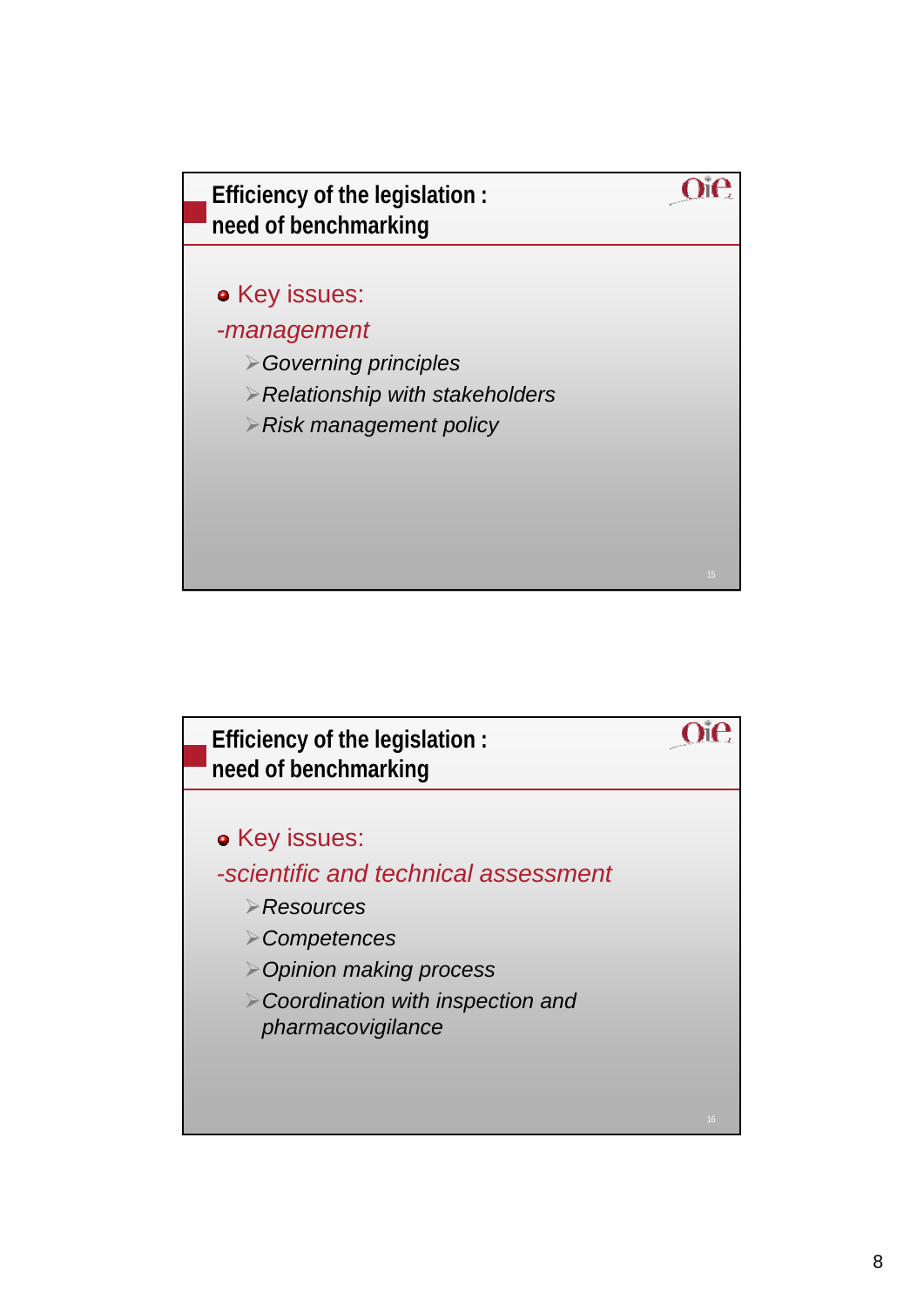## Efficiency of the legislation : need of benchmarking

- Key issues:

*-management*

- *Governing principles*
- *Relationship with stakeholders*
- *Risk management policy*

## Efficiency of the legislation : need of benchmarking

- Key issues:

*-scientific and technical assessment*

- *Resources*
- *Competences*
- *Opinion making process*
- *Coordination with inspection and pharmacovigilance*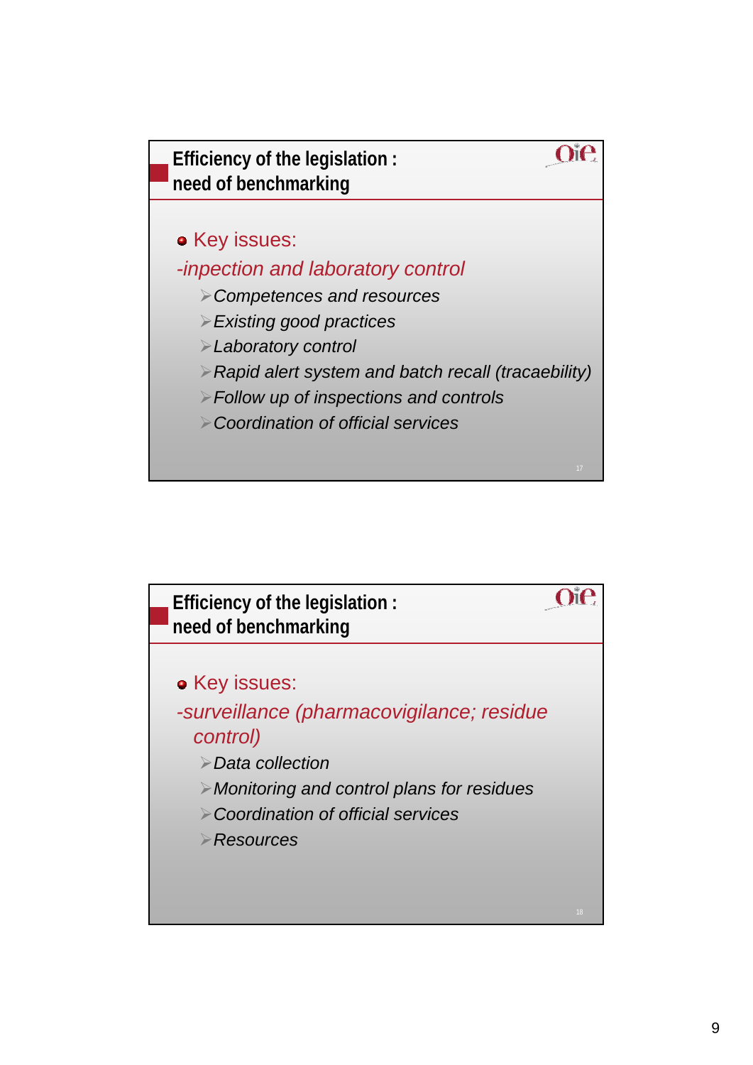## Efficiency of the legislation : need of benchmarking

- Key issues:

*-inpection and laboratory control*

- *Competences and resources*
- *Existing good practices*
- *Laboratory control*
- *Rapid alert system and batch recall (tracaebility)*
- *Follow up of inspections and controls*
- *Coordination of official services*

## Efficiency of the legislation : need of benchmarking

- Key issues:

*-surveillance (pharmacovigilance; residue control)*

- *Data collection*
- *Monitoring and control plans for residues*
- *Coordination of official services*
- *Resources*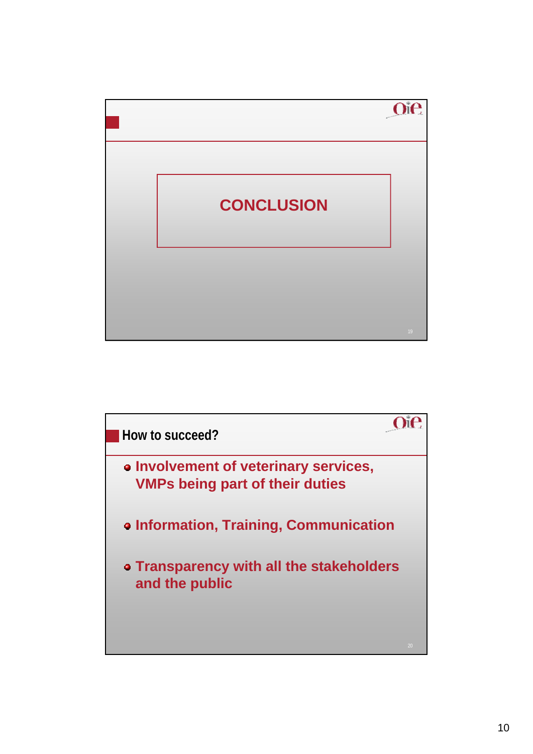# CONCLUSION

## How to succeed?

- **Involvement of veterinary services, VMPs being part of their duties**
- **Information, Training, Communication**
- **Transparency with all the stakeholders and the public**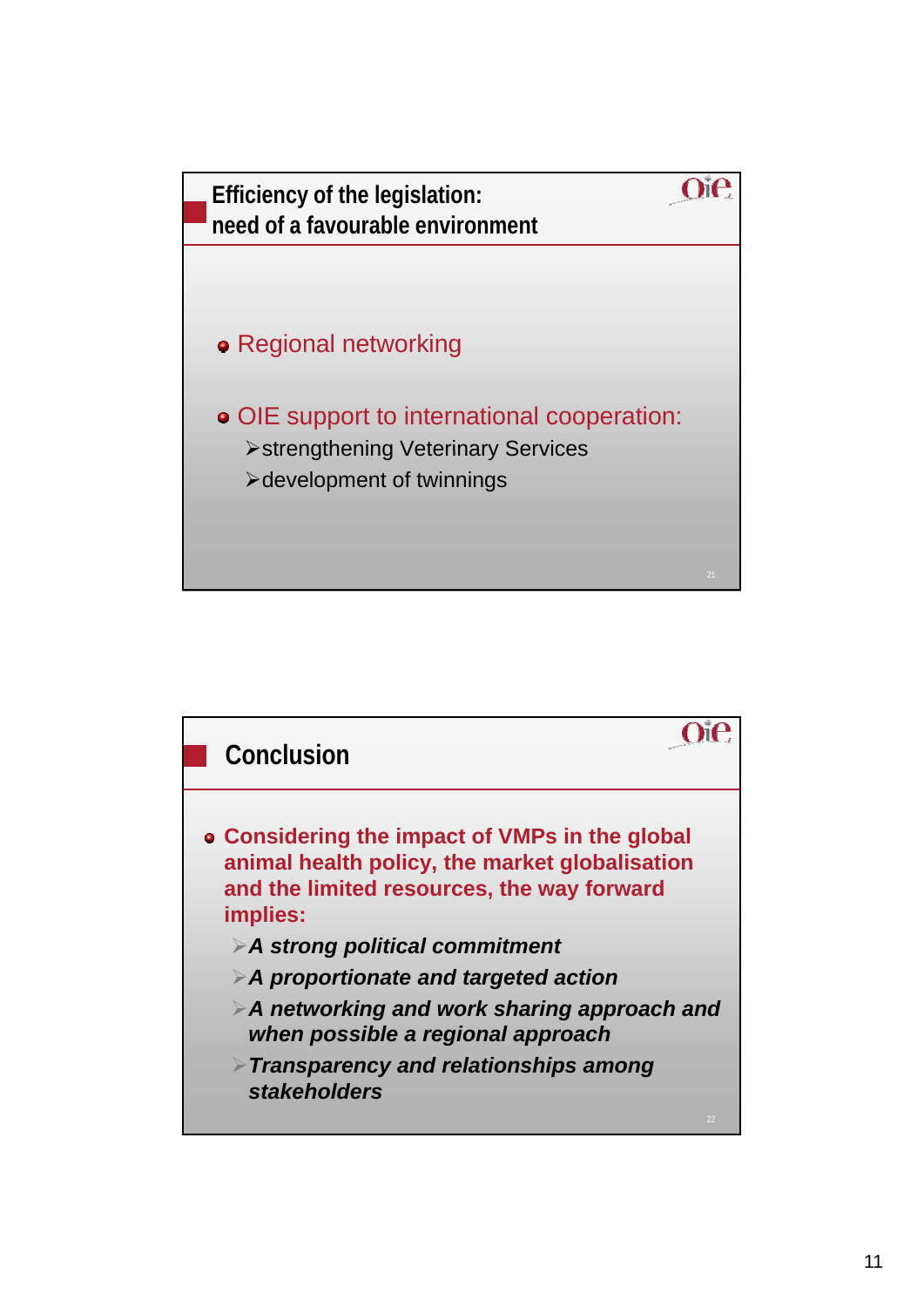## Efficiency of the legislation: need of a favourable environment

- Regional networking
- OIE support to international cooperation:
  - strengthening Veterinary Services
  - development of twinnings

## Conclusion

- **Considering the impact of VMPs in the global animal health policy, the market globalisation and the limited resources, the way forward implies:**
  - ***A strong political commitment***
  - ***A proportionate and targeted action***
  - ***A networking and work sharing approach and when possible a regional approach***
  - ***Transparency and relationships among stakeholders***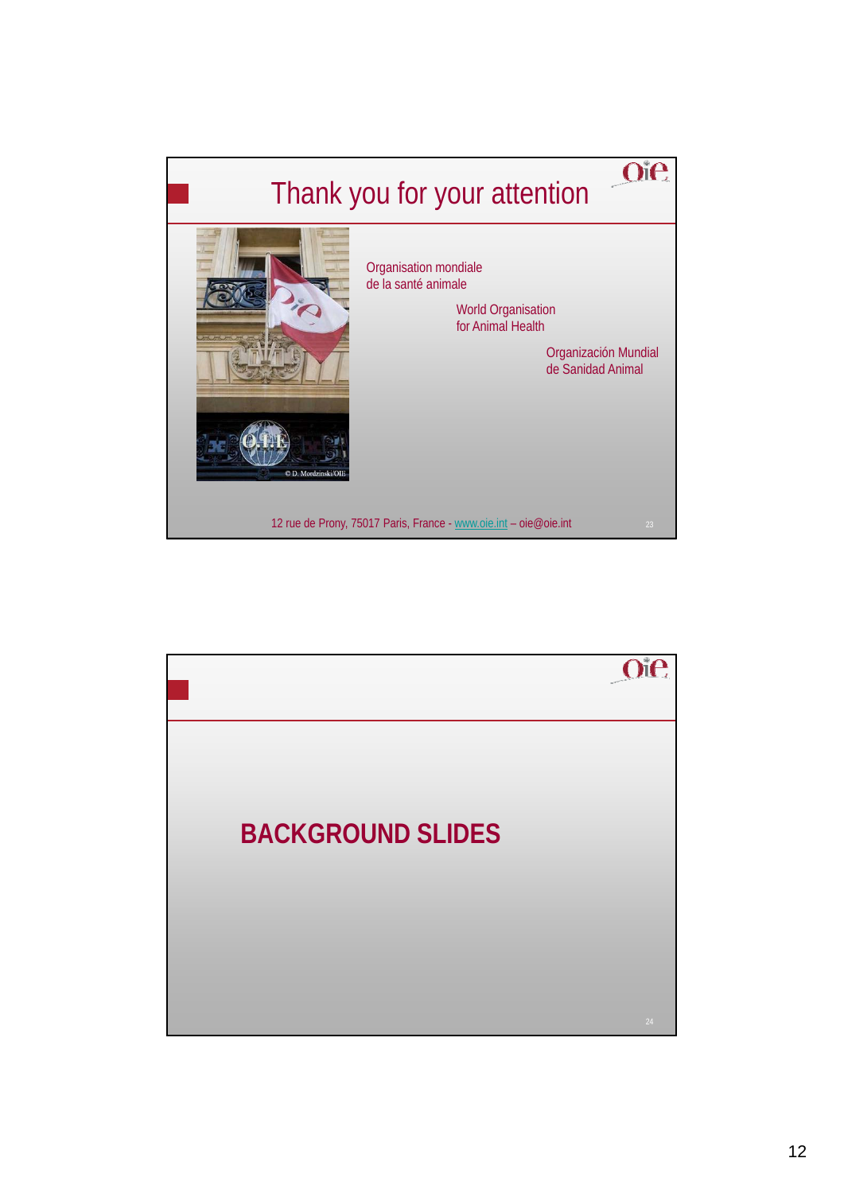## Thank you for your attention

Organisation mondiale
de la santé animale

World Organisation
for Animal Health

Organización Mundial
de Sanidad Animal

© D. Mordzinski/OIE

12 rue de Prony, 75017 Paris, France - www.oie.int – oie@oie.int

## BACKGROUND SLIDES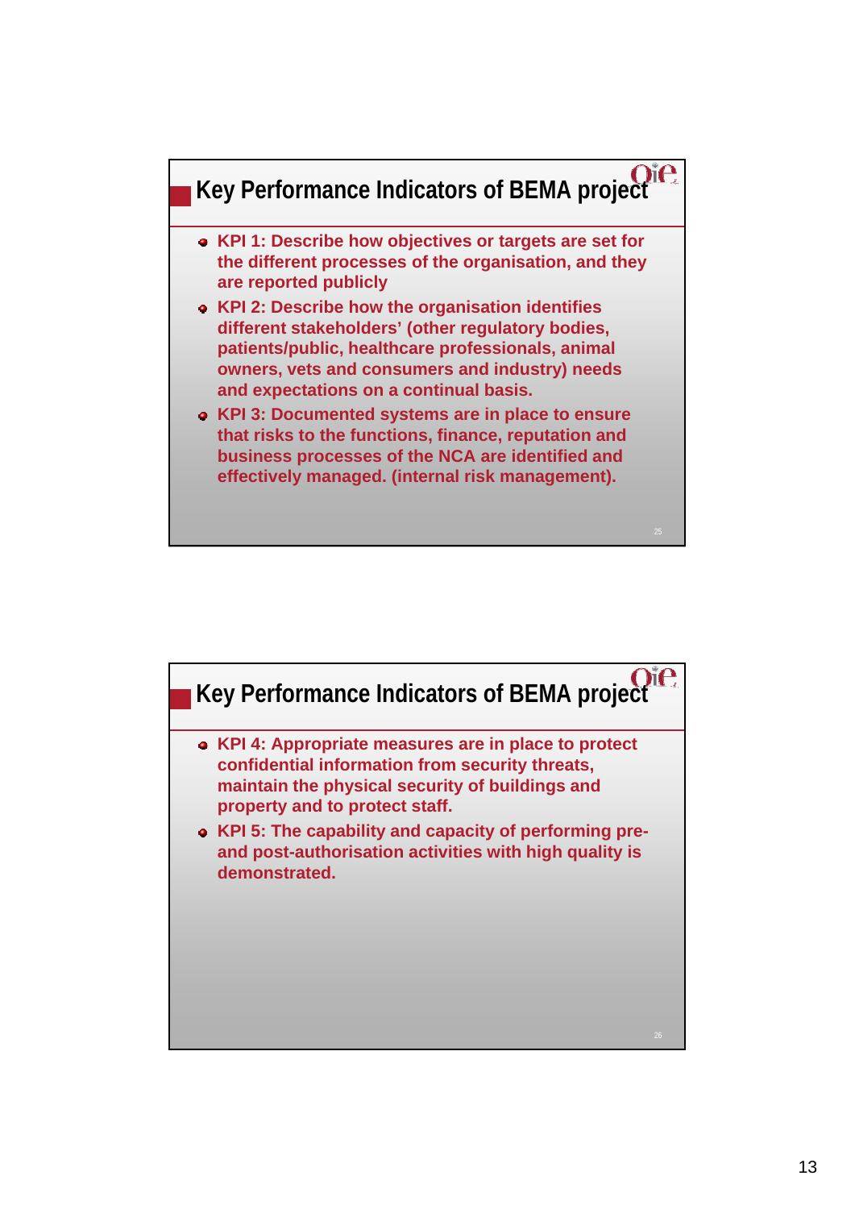## Key Performance Indicators of BEMA project

- **KPI 1: Describe how objectives or targets are set for the different processes of the organisation, and they are reported publicly**
- **KPI 2: Describe how the organisation identifies different stakeholders' (other regulatory bodies, patients/public, healthcare professionals, animal owners, vets and consumers and industry) needs and expectations on a continual basis.**
- **KPI 3: Documented systems are in place to ensure that risks to the functions, finance, reputation and business processes of the NCA are identified and effectively managed. (internal risk management).**

## Key Performance Indicators of BEMA project

- **KPI 4: Appropriate measures are in place to protect confidential information from security threats, maintain the physical security of buildings and property and to protect staff.**
- **KPI 5: The capability and capacity of performing pre- and post-authorisation activities with high quality is demonstrated.**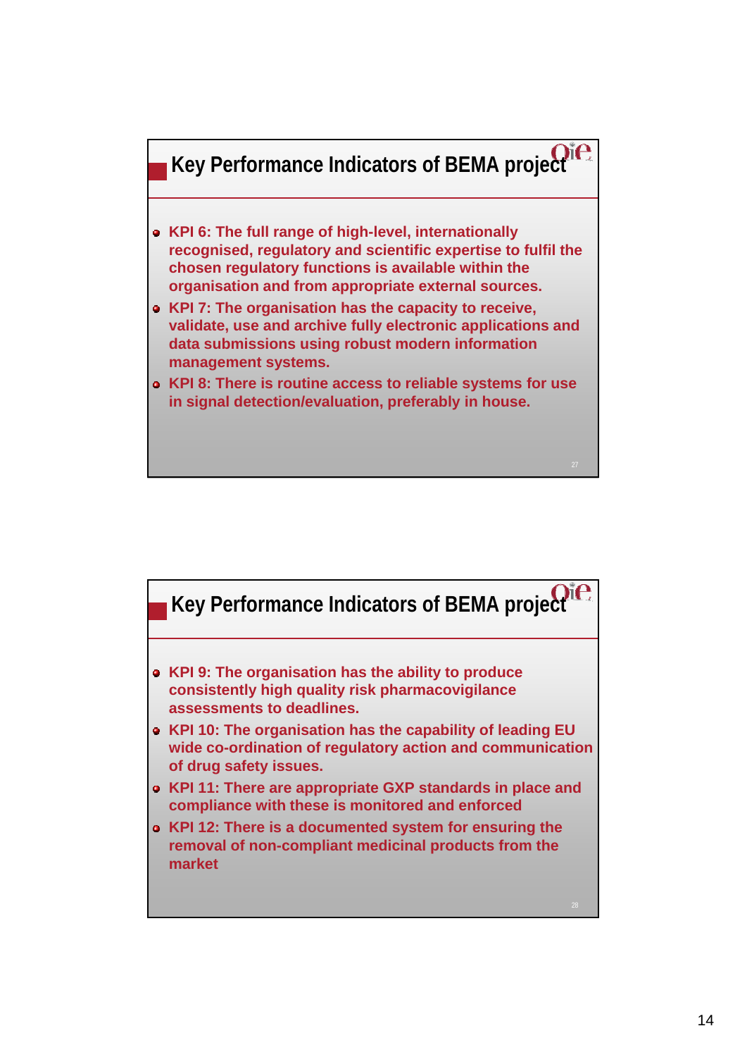## Key Performance Indicators of BEMA project

- KPI 6: The full range of high-level, internationally recognised, regulatory and scientific expertise to fulfil the chosen regulatory functions is available within the organisation and from appropriate external sources.
- KPI 7: The organisation has the capacity to receive, validate, use and archive fully electronic applications and data submissions using robust modern information management systems.
- KPI 8: There is routine access to reliable systems for use in signal detection/evaluation, preferably in house.

## Key Performance Indicators of BEMA project

- KPI 9: The organisation has the ability to produce consistently high quality risk pharmacovigilance assessments to deadlines.
- KPI 10: The organisation has the capability of leading EU wide co-ordination of regulatory action and communication of drug safety issues.
- KPI 11: There are appropriate GXP standards in place and compliance with these is monitored and enforced
- KPI 12: There is a documented system for ensuring the removal of non-compliant medicinal products from the market